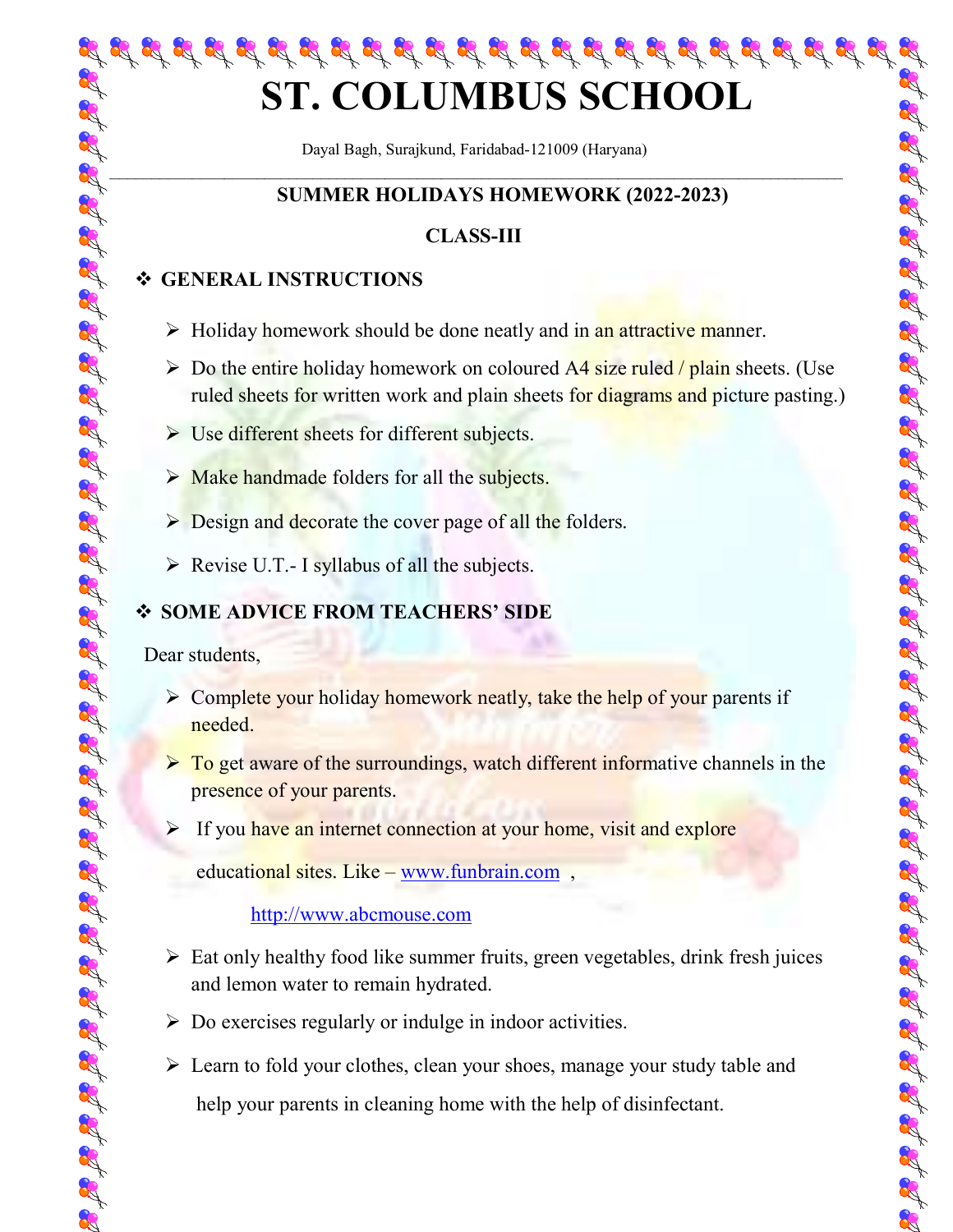# ST. COLUMBUS SCHOOL

Dayal Bagh, Surajkund, Faridabad-121009 (Haryana)

---

## SUMMER HOLIDAYS HOMEWORK (2022-2023)

## CLASS-III

### ❖ GENERAL INSTRUCTIONS

- Holiday homework should be done neatly and in an attractive manner.
- Do the entire holiday homework on coloured A4 size ruled / plain sheets. (Use ruled sheets for written work and plain sheets for diagrams and picture pasting.)
- Use different sheets for different subjects.
- Make handmade folders for all the subjects.
- Design and decorate the cover page of all the folders.
- Revise U.T.- I syllabus of all the subjects.

### ❖ SOME ADVICE FROM TEACHERS' SIDE

Dear students,

- Complete your holiday homework neatly, take the help of your parents if needed.
- To get aware of the surroundings, watch different informative channels in the presence of your parents.
- If you have an internet connection at your home, visit and explore educational sites. Like – www.funbrain.com ,

  http://www.abcmouse.com
- Eat only healthy food like summer fruits, green vegetables, drink fresh juices and lemon water to remain hydrated.
- Do exercises regularly or indulge in indoor activities.
- Learn to fold your clothes, clean your shoes, manage your study table and help your parents in cleaning home with the help of disinfectant.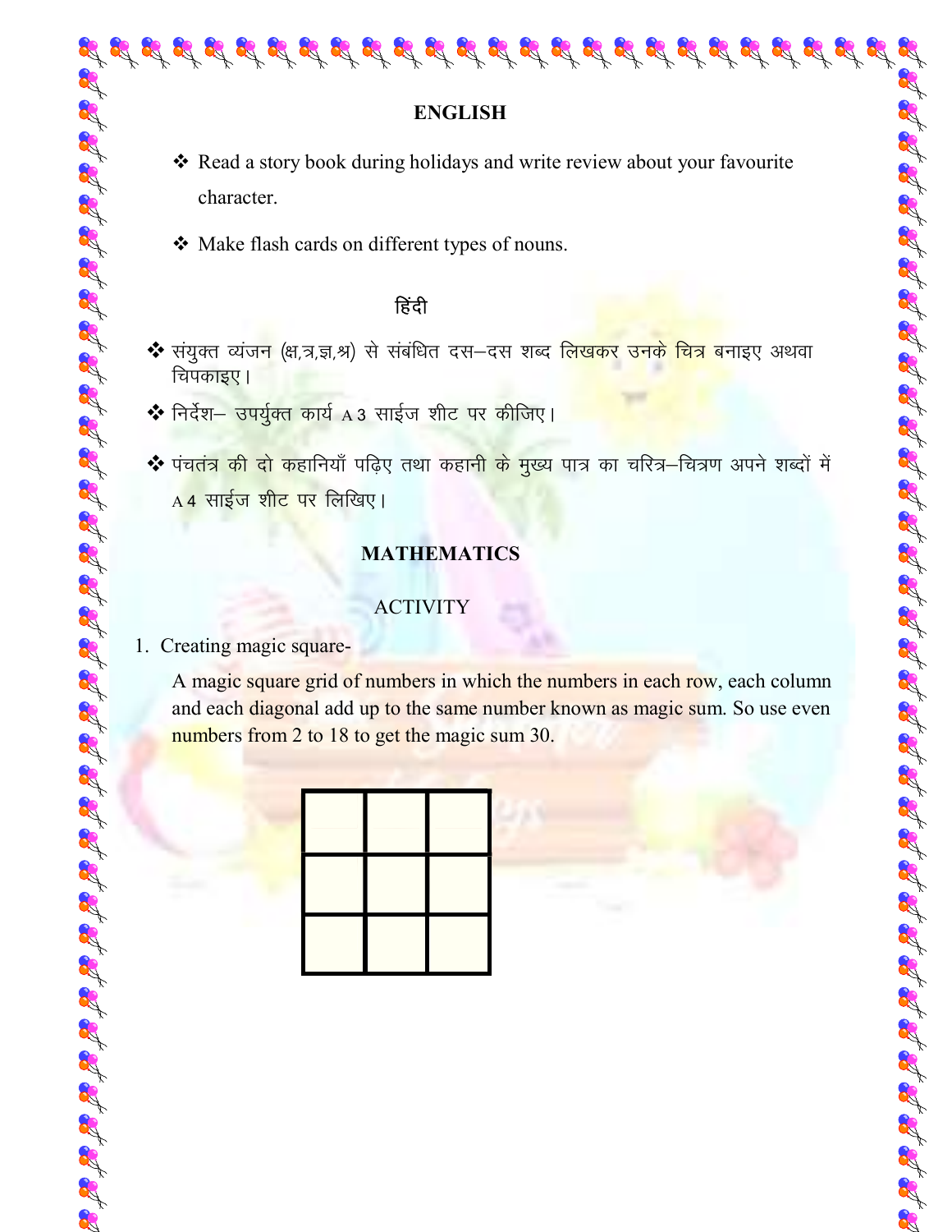## ENGLISH

- Read a story book during holidays and write review about your favourite character.
- Make flash cards on different types of nouns.

## हिंदी

- संयुक्त व्यंजन (क्ष,त्र,ज्ञ,श्र) से संबंधित दस–दस शब्द लिखकर उनके चित्र बनाइए अथवा चिपकाइए।
- निर्देश– उपर्युक्त कार्य A 3 साईज शीट पर कीजिए।
- पंचतंत्र की दो कहानियाँ पढ़िए तथा कहानी के मुख्य पात्र का चरित्र–चित्रण अपने शब्दों में A 4 साईज शीट पर लिखिए।

## MATHEMATICS

### ACTIVITY

1. Creating magic square-

   A magic square grid of numbers in which the numbers in each row, each column and each diagonal add up to the same number known as magic sum. So use even numbers from 2 to 18 to get the magic sum 30.

| | | |
|---|---|---|
| | | |
| | | |
| | | |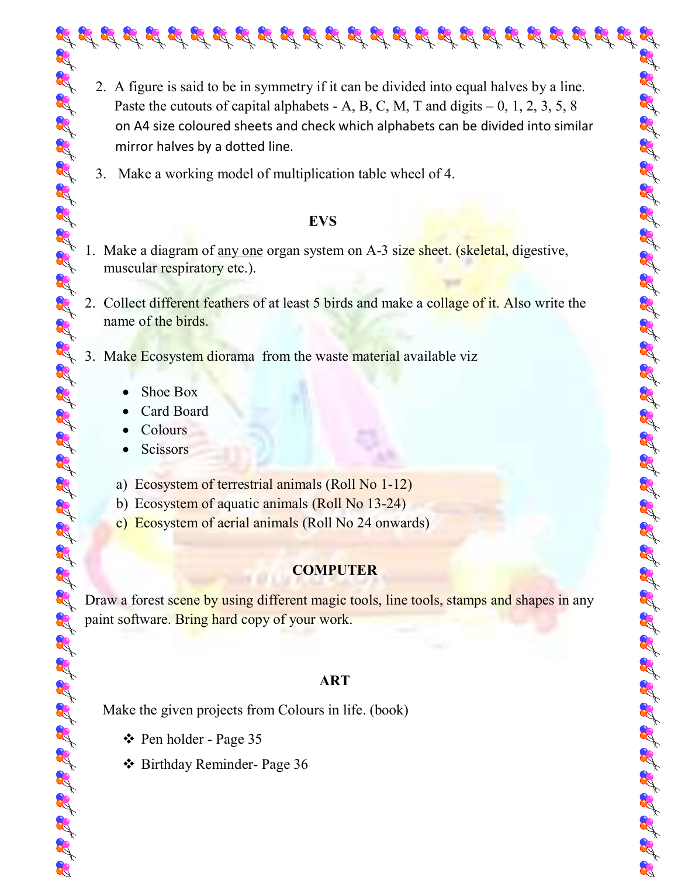2. A figure is said to be in symmetry if it can be divided into equal halves by a line. Paste the cutouts of capital alphabets - A, B, C, M, T and digits – 0, 1, 2, 3, 5, 8 on A4 size coloured sheets and check which alphabets can be divided into similar mirror halves by a dotted line.

3. Make a working model of multiplication table wheel of 4.

## EVS

1. Make a diagram of any one organ system on A-3 size sheet. (skeletal, digestive, muscular respiratory etc.).

2. Collect different feathers of at least 5 birds and make a collage of it. Also write the name of the birds.

3. Make Ecosystem diorama from the waste material available viz

   - Shoe Box
   - Card Board
   - Colours
   - Scissors

   a) Ecosystem of terrestrial animals (Roll No 1-12)
   b) Ecosystem of aquatic animals (Roll No 13-24)
   c) Ecosystem of aerial animals (Roll No 24 onwards)

## COMPUTER

Draw a forest scene by using different magic tools, line tools, stamps and shapes in any paint software. Bring hard copy of your work.

## ART

Make the given projects from Colours in life. (book)

- Pen holder - Page 35
- Birthday Reminder- Page 36